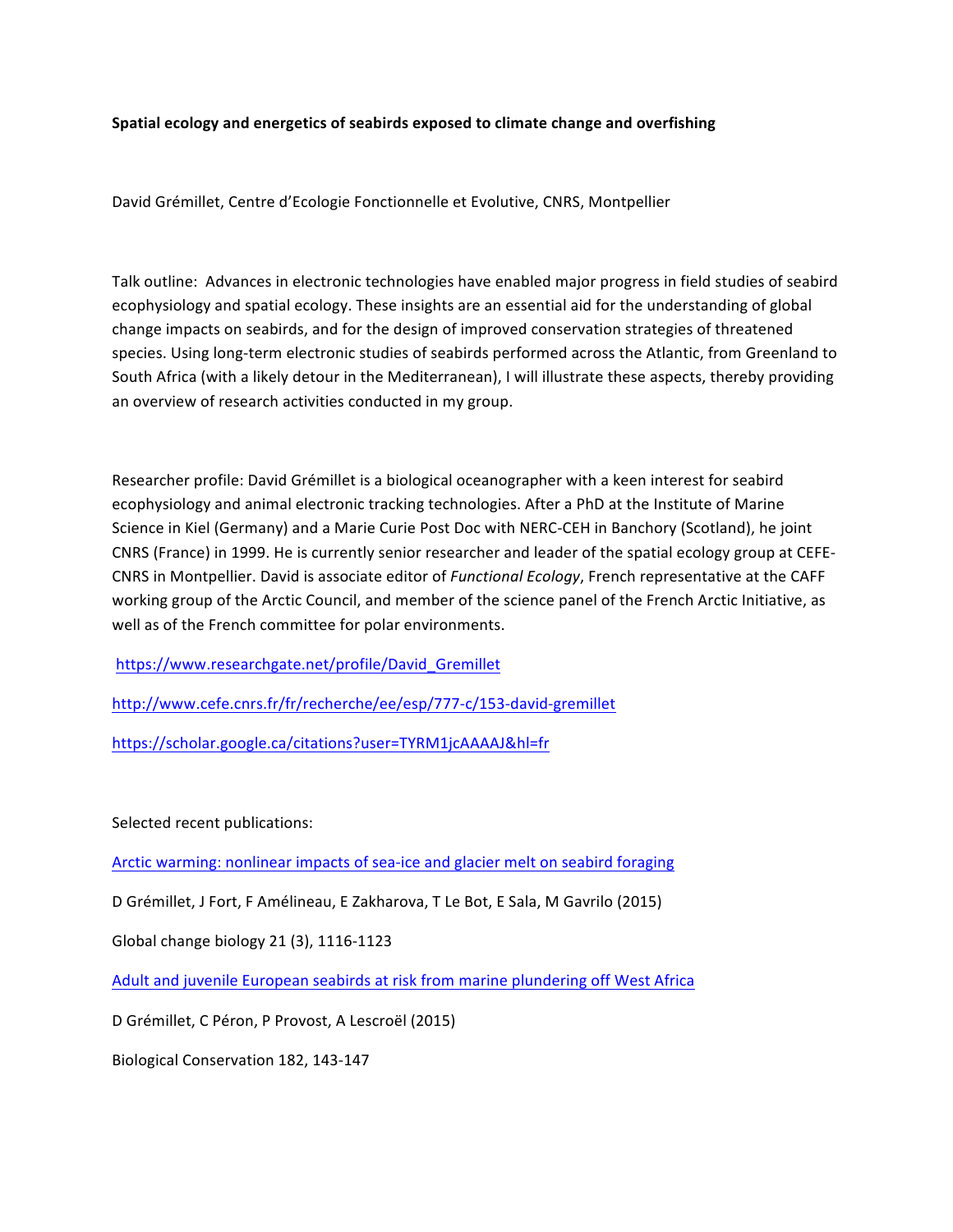**Spatial ecology and energetics of seabirds exposed to climate change and overfishing**

David Grémillet, Centre d'Ecologie Fonctionnelle et Evolutive, CNRS, Montpellier

Talk outline: Advances in electronic technologies have enabled major progress in field studies of seabird ecophysiology and spatial ecology. These insights are an essential aid for the understanding of global change impacts on seabirds, and for the design of improved conservation strategies of threatened species. Using long-term electronic studies of seabirds performed across the Atlantic, from Greenland to South Africa (with a likely detour in the Mediterranean), I will illustrate these aspects, thereby providing an overview of research activities conducted in my group.

Researcher profile: David Grémillet is a biological oceanographer with a keen interest for seabird ecophysiology and animal electronic tracking technologies. After a PhD at the Institute of Marine Science in Kiel (Germany) and a Marie Curie Post Doc with NERC-CEH in Banchory (Scotland), he joint CNRS (France) in 1999. He is currently senior researcher and leader of the spatial ecology group at CEFE-CNRS in Montpellier. David is associate editor of *Functional Ecology*, French representative at the CAFF working group of the Arctic Council, and member of the science panel of the French Arctic Initiative, as well as of the French committee for polar environments.

https://www.researchgate.net/profile/David_Gremillet

http://www.cefe.cnrs.fr/fr/recherche/ee/esp/777-c/153-david-gremillet

https://scholar.google.ca/citations?user=TYRM1jcAAAAJ&hl=fr

Selected recent publications:

Arctic warming: nonlinear impacts of sea-ice and glacier melt on seabird foraging

D Grémillet, J Fort, F Amélineau, E Zakharova, T Le Bot, E Sala, M Gavrilo (2015)

Global change biology 21 (3), 1116-1123

Adult and juvenile European seabirds at risk from marine plundering off West Africa

D Grémillet, C Péron, P Provost, A Lescroël (2015)

Biological Conservation 182, 143-147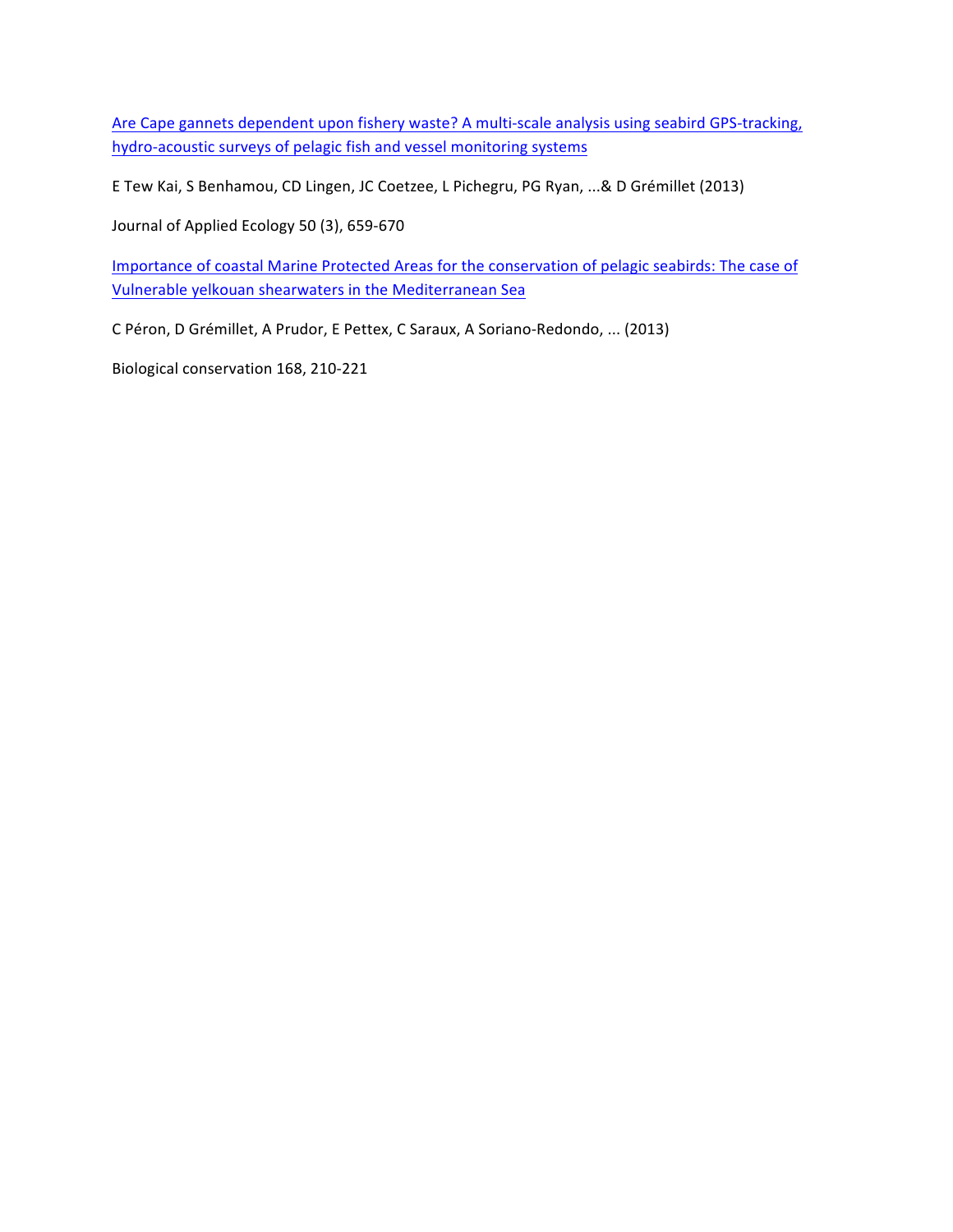[Are Cape gannets dependent upon fishery waste? A multi-scale analysis using seabird GPS-tracking, hydro-acoustic surveys of pelagic fish and vessel monitoring systems]

E Tew Kai, S Benhamou, CD Lingen, JC Coetzee, L Pichegru, PG Ryan, ...& D Grémillet (2013)

Journal of Applied Ecology 50 (3), 659-670

[Importance of coastal Marine Protected Areas for the conservation of pelagic seabirds: The case of Vulnerable yelkouan shearwaters in the Mediterranean Sea]

C Péron, D Grémillet, A Prudor, E Pettex, C Saraux, A Soriano-Redondo, ... (2013)

Biological conservation 168, 210-221